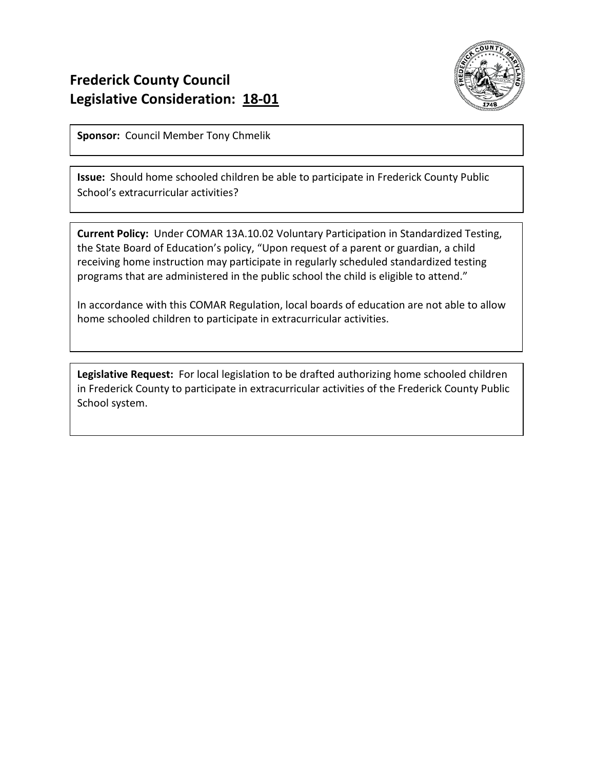# Frederick County Council
# Legislative Consideration: 18-01

**Sponsor:** Council Member Tony Chmelik

**Issue:** Should home schooled children be able to participate in Frederick County Public School's extracurricular activities?

**Current Policy:** Under COMAR 13A.10.02 Voluntary Participation in Standardized Testing, the State Board of Education's policy, "Upon request of a parent or guardian, a child receiving home instruction may participate in regularly scheduled standardized testing programs that are administered in the public school the child is eligible to attend."

In accordance with this COMAR Regulation, local boards of education are not able to allow home schooled children to participate in extracurricular activities.

**Legislative Request:** For local legislation to be drafted authorizing home schooled children in Frederick County to participate in extracurricular activities of the Frederick County Public School system.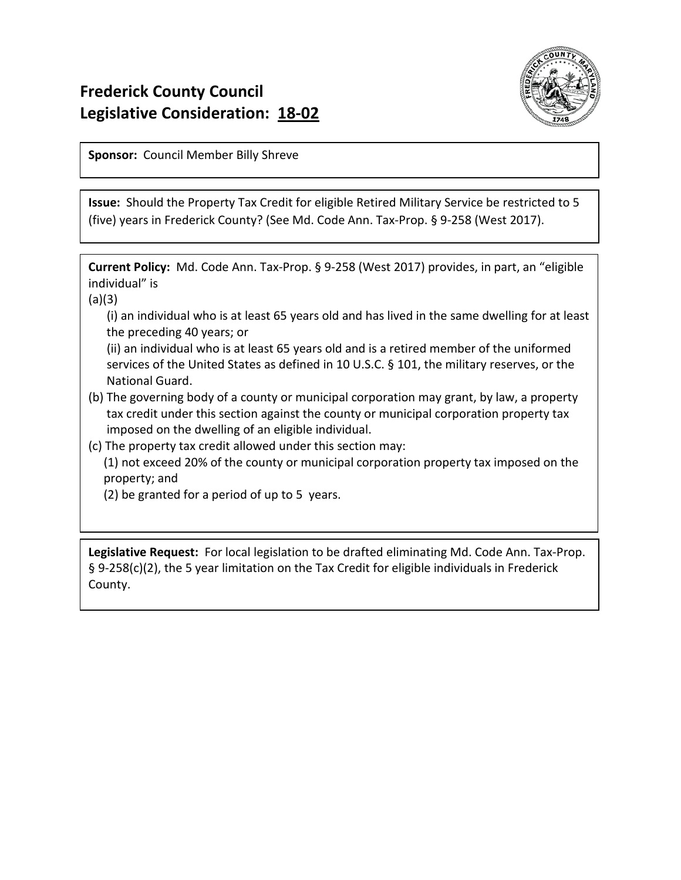# Frederick County Council
# Legislative Consideration: 18-02

**Sponsor:** Council Member Billy Shreve

**Issue:** Should the Property Tax Credit for eligible Retired Military Service be restricted to 5 (five) years in Frederick County? (See Md. Code Ann. Tax-Prop. § 9-258 (West 2017).

**Current Policy:** Md. Code Ann. Tax-Prop. § 9-258 (West 2017) provides, in part, an "eligible individual" is

(a)(3)

(i) an individual who is at least 65 years old and has lived in the same dwelling for at least the preceding 40 years; or

(ii) an individual who is at least 65 years old and is a retired member of the uniformed services of the United States as defined in 10 U.S.C. § 101, the military reserves, or the National Guard.

(b) The governing body of a county or municipal corporation may grant, by law, a property tax credit under this section against the county or municipal corporation property tax imposed on the dwelling of an eligible individual.

(c) The property tax credit allowed under this section may:

(1) not exceed 20% of the county or municipal corporation property tax imposed on the property; and

(2) be granted for a period of up to 5 years.

**Legislative Request:** For local legislation to be drafted eliminating Md. Code Ann. Tax-Prop. § 9-258(c)(2), the 5 year limitation on the Tax Credit for eligible individuals in Frederick County.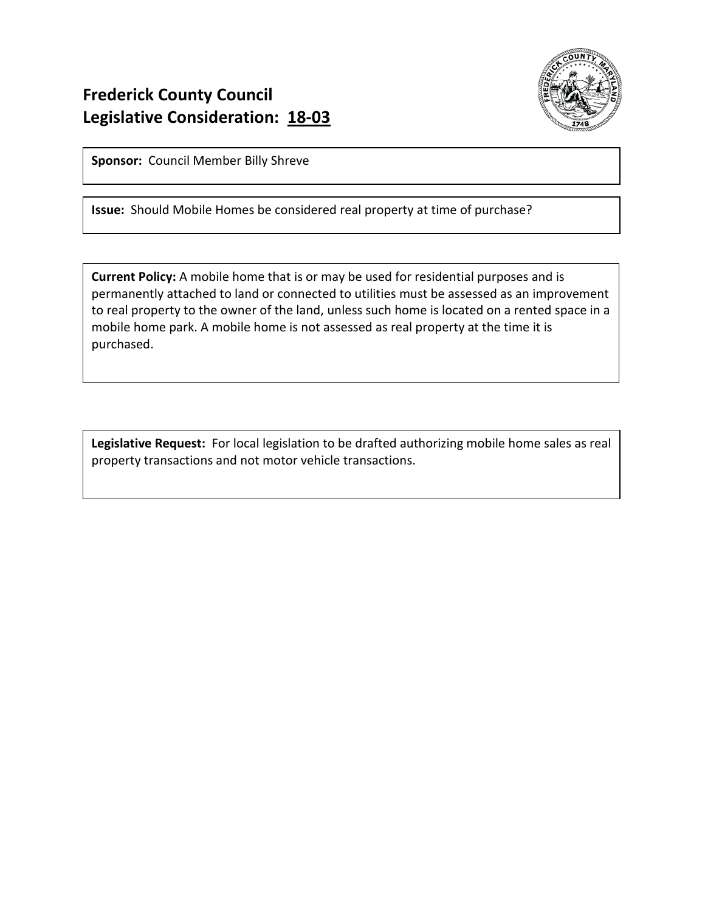# Frederick County Council
# Legislative Consideration: <u>18-03</u>

**Sponsor:** Council Member Billy Shreve

**Issue:** Should Mobile Homes be considered real property at time of purchase?

**Current Policy:** A mobile home that is or may be used for residential purposes and is permanently attached to land or connected to utilities must be assessed as an improvement to real property to the owner of the land, unless such home is located on a rented space in a mobile home park. A mobile home is not assessed as real property at the time it is purchased.

**Legislative Request:** For local legislation to be drafted authorizing mobile home sales as real property transactions and not motor vehicle transactions.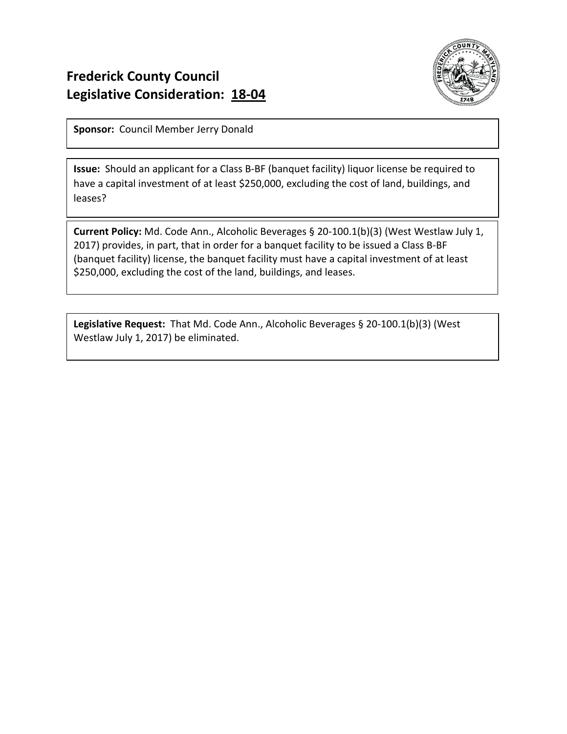# Frederick County Council
# Legislative Consideration: 18-04

**Sponsor:** Council Member Jerry Donald

**Issue:** Should an applicant for a Class B-BF (banquet facility) liquor license be required to have a capital investment of at least $250,000, excluding the cost of land, buildings, and leases?

**Current Policy:** Md. Code Ann., Alcoholic Beverages § 20-100.1(b)(3) (West Westlaw July 1, 2017) provides, in part, that in order for a banquet facility to be issued a Class B-BF (banquet facility) license, the banquet facility must have a capital investment of at least $250,000, excluding the cost of the land, buildings, and leases.

**Legislative Request:** That Md. Code Ann., Alcoholic Beverages § 20-100.1(b)(3) (West Westlaw July 1, 2017) be eliminated.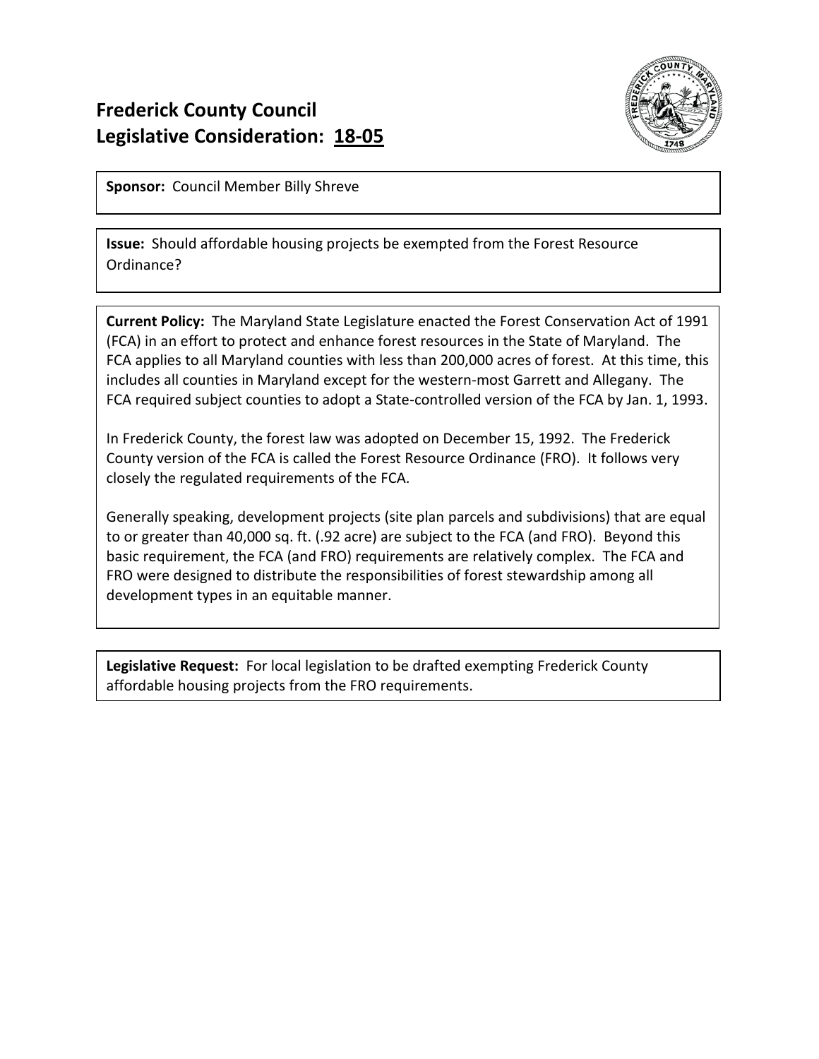# Frederick County Council
# Legislative Consideration: 18-05

**Sponsor:** Council Member Billy Shreve

**Issue:** Should affordable housing projects be exempted from the Forest Resource Ordinance?

**Current Policy:** The Maryland State Legislature enacted the Forest Conservation Act of 1991 (FCA) in an effort to protect and enhance forest resources in the State of Maryland. The FCA applies to all Maryland counties with less than 200,000 acres of forest. At this time, this includes all counties in Maryland except for the western-most Garrett and Allegany. The FCA required subject counties to adopt a State-controlled version of the FCA by Jan. 1, 1993.

In Frederick County, the forest law was adopted on December 15, 1992. The Frederick County version of the FCA is called the Forest Resource Ordinance (FRO). It follows very closely the regulated requirements of the FCA.

Generally speaking, development projects (site plan parcels and subdivisions) that are equal to or greater than 40,000 sq. ft. (.92 acre) are subject to the FCA (and FRO). Beyond this basic requirement, the FCA (and FRO) requirements are relatively complex. The FCA and FRO were designed to distribute the responsibilities of forest stewardship among all development types in an equitable manner.

**Legislative Request:** For local legislation to be drafted exempting Frederick County affordable housing projects from the FRO requirements.